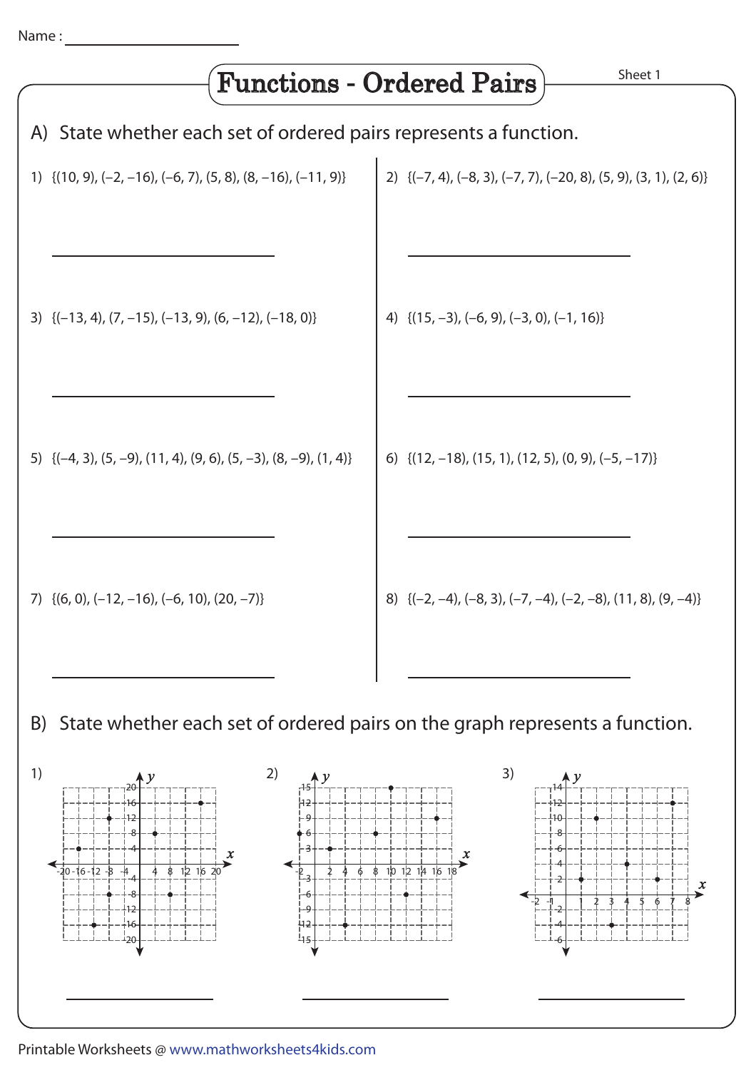Name : ____________________

# Functions - Ordered Pairs

Sheet 1

## A) State whether each set of ordered pairs represents a function.

1) {(10, 9), (–2, –16), (–6, 7), (5, 8), (8, –16), (–11, 9)}

____________________

2) {(–7, 4), (–8, 3), (–7, 7), (–20, 8), (5, 9), (3, 1), (2, 6)}

____________________

3) {(–13, 4), (7, –15), (–13, 9), (6, –12), (–18, 0)}

____________________

4) {(15, –3), (–6, 9), (–3, 0), (–1, 16)}

____________________

5) {(–4, 3), (5, –9), (11, 4), (9, 6), (5, –3), (8, –9), (1, 4)}

____________________

6) {(12, –18), (15, 1), (12, 5), (0, 9), (–5, –17)}

____________________

7) {(6, 0), (–12, –16), (–6, 10), (20, –7)}

____________________

8) {(–2, –4), (–8, 3), (–7, –4), (–2, –8), (11, 8), (9, –4)}

____________________

## B) State whether each set of ordered pairs on the graph represents a function.

1)

____________________

2)

____________________

3)

____________________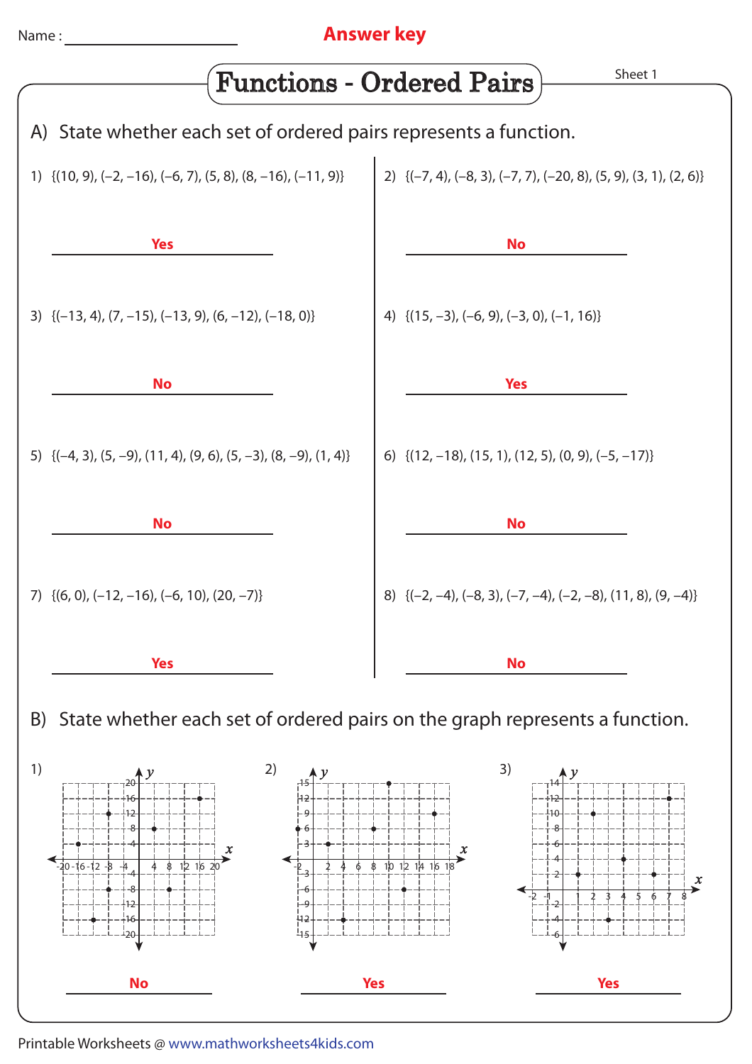Name : ______________________ **Answer key**

# Functions - Ordered Pairs

Sheet 1

A) State whether each set of ordered pairs represents a function.

1) {(10, 9), (–2, –16), (–6, 7), (5, 8), (8, –16), (–11, 9)}

**Yes**

2) {(–7, 4), (–8, 3), (–7, 7), (–20, 8), (5, 9), (3, 1), (2, 6)}

**No**

3) {(–13, 4), (7, –15), (–13, 9), (6, –12), (–18, 0)}

**No**

4) {(15, –3), (–6, 9), (–3, 0), (–1, 16)}

**Yes**

5) {(–4, 3), (5, –9), (11, 4), (9, 6), (5, –3), (8, –9), (1, 4)}

**No**

6) {(12, –18), (15, 1), (12, 5), (0, 9), (–5, –17)}

**No**

7) {(6, 0), (–12, –16), (–6, 10), (20, –7)}

**Yes**

8) {(–2, –4), (–8, 3), (–7, –4), (–2, –8), (11, 8), (9, –4)}

**No**

B) State whether each set of ordered pairs on the graph represents a function.

1)

y
20
16
12
8
4
-4
-8
-12
-16
-20
x
-20 -16 -12 -8 -4 4 8 12 16 20

**No**

2)

y
15
12
9
6
3
-3
-6
-9
-12
-15
x
-2 2 4 6 8 10 12 14 16 18

**Yes**

3)

y
14
12
10
8
6
4
2
-2
-4
-6
x
-2 -1 1 2 3 4 5 6 7 8

**Yes**

Printable Worksheets @ www.mathworksheets4kids.com